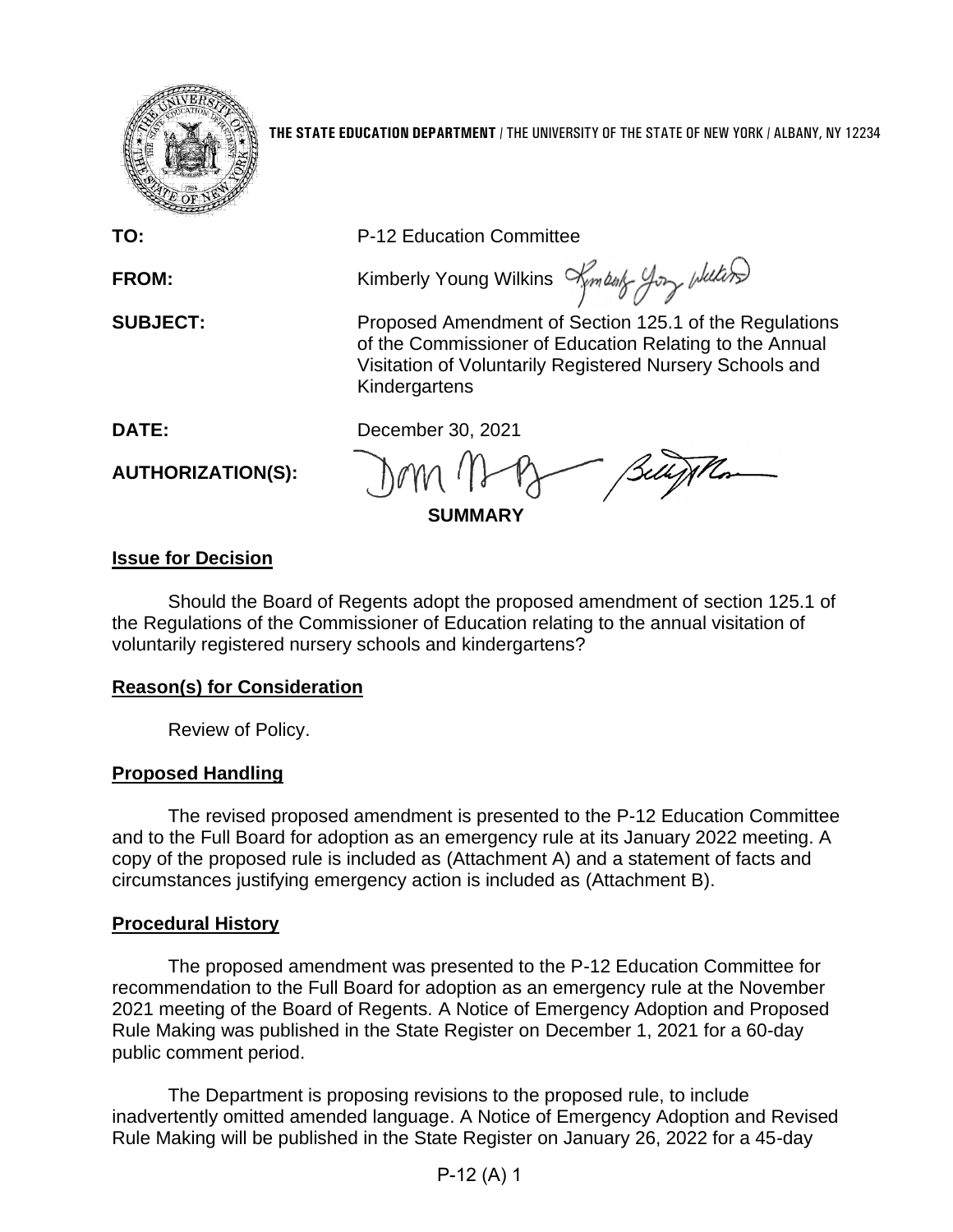**THE STATE EDUCATION DEPARTMENT** / THE UNIVERSITY OF THE STATE OF NEW YORK / ALBANY, NY 12234

**TO:** P-12 Education Committee

**FROM:** Kimberly Young Wilkins

**SUBJECT:** Proposed Amendment of Section 125.1 of the Regulations of the Commissioner of Education Relating to the Annual Visitation of Voluntarily Registered Nursery Schools and Kindergartens

**DATE:** December 30, 2021

**AUTHORIZATION(S):**

**SUMMARY**

## Issue for Decision

Should the Board of Regents adopt the proposed amendment of section 125.1 of the Regulations of the Commissioner of Education relating to the annual visitation of voluntarily registered nursery schools and kindergartens?

## Reason(s) for Consideration

Review of Policy.

## Proposed Handling

The revised proposed amendment is presented to the P-12 Education Committee and to the Full Board for adoption as an emergency rule at its January 2022 meeting. A copy of the proposed rule is included as (Attachment A) and a statement of facts and circumstances justifying emergency action is included as (Attachment B).

## Procedural History

The proposed amendment was presented to the P-12 Education Committee for recommendation to the Full Board for adoption as an emergency rule at the November 2021 meeting of the Board of Regents. A Notice of Emergency Adoption and Proposed Rule Making was published in the State Register on December 1, 2021 for a 60-day public comment period.

The Department is proposing revisions to the proposed rule, to include inadvertently omitted amended language. A Notice of Emergency Adoption and Revised Rule Making will be published in the State Register on January 26, 2022 for a 45-day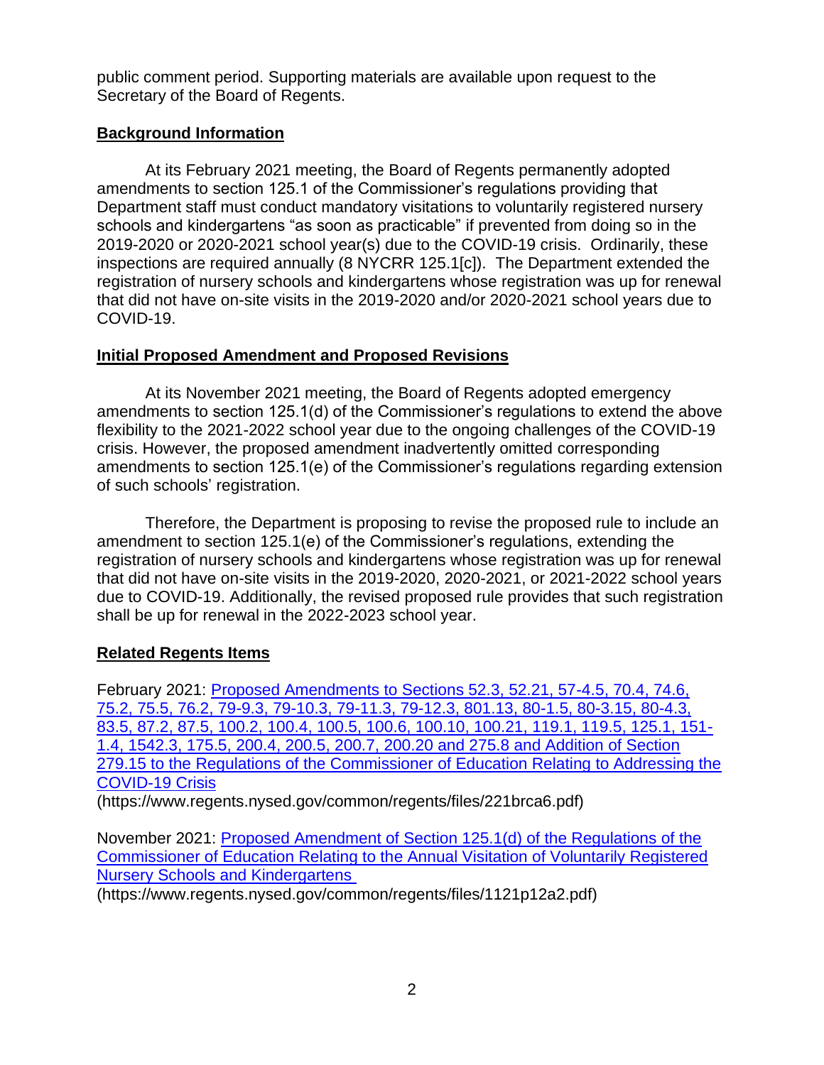public comment period. Supporting materials are available upon request to the Secretary of the Board of Regents.

## Background Information

At its February 2021 meeting, the Board of Regents permanently adopted amendments to section 125.1 of the Commissioner's regulations providing that Department staff must conduct mandatory visitations to voluntarily registered nursery schools and kindergartens "as soon as practicable" if prevented from doing so in the 2019-2020 or 2020-2021 school year(s) due to the COVID-19 crisis. Ordinarily, these inspections are required annually (8 NYCRR 125.1[c]). The Department extended the registration of nursery schools and kindergartens whose registration was up for renewal that did not have on-site visits in the 2019-2020 and/or 2020-2021 school years due to COVID-19.

## Initial Proposed Amendment and Proposed Revisions

At its November 2021 meeting, the Board of Regents adopted emergency amendments to section 125.1(d) of the Commissioner's regulations to extend the above flexibility to the 2021-2022 school year due to the ongoing challenges of the COVID-19 crisis. However, the proposed amendment inadvertently omitted corresponding amendments to section 125.1(e) of the Commissioner's regulations regarding extension of such schools' registration.

Therefore, the Department is proposing to revise the proposed rule to include an amendment to section 125.1(e) of the Commissioner's regulations, extending the registration of nursery schools and kindergartens whose registration was up for renewal that did not have on-site visits in the 2019-2020, 2020-2021, or 2021-2022 school years due to COVID-19. Additionally, the revised proposed rule provides that such registration shall be up for renewal in the 2022-2023 school year.

## Related Regents Items

February 2021: [Proposed Amendments to Sections 52.3, 52.21, 57-4.5, 70.4, 74.6, 75.2, 75.5, 76.2, 79-9.3, 79-10.3, 79-11.3, 79-12.3, 801.13, 80-1.5, 80-3.15, 80-4.3, 83.5, 87.2, 87.5, 100.2, 100.4, 100.5, 100.6, 100.10, 100.21, 119.1, 119.5, 125.1, 151-1.4, 1542.3, 175.5, 200.4, 200.5, 200.7, 200.20 and 275.8 and Addition of Section 279.15 to the Regulations of the Commissioner of Education Relating to Addressing the COVID-19 Crisis](https://www.regents.nysed.gov/common/regents/files/221brca6.pdf)
(https://www.regents.nysed.gov/common/regents/files/221brca6.pdf)

November 2021: [Proposed Amendment of Section 125.1(d) of the Regulations of the Commissioner of Education Relating to the Annual Visitation of Voluntarily Registered Nursery Schools and Kindergartens](https://www.regents.nysed.gov/common/regents/files/1121p12a2.pdf)
(https://www.regents.nysed.gov/common/regents/files/1121p12a2.pdf)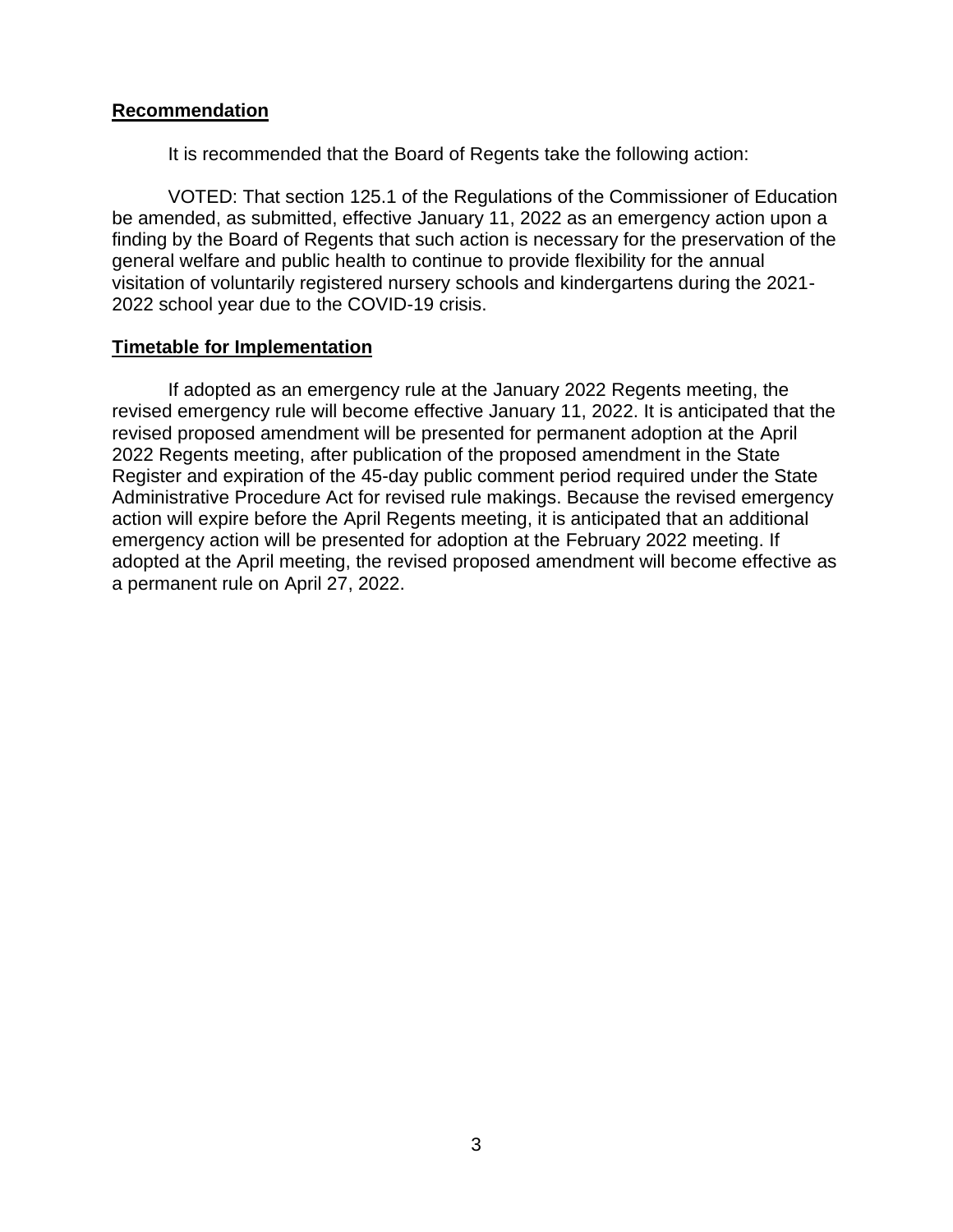## Recommendation

It is recommended that the Board of Regents take the following action:

VOTED: That section 125.1 of the Regulations of the Commissioner of Education be amended, as submitted, effective January 11, 2022 as an emergency action upon a finding by the Board of Regents that such action is necessary for the preservation of the general welfare and public health to continue to provide flexibility for the annual visitation of voluntarily registered nursery schools and kindergartens during the 2021-2022 school year due to the COVID-19 crisis.

## Timetable for Implementation

If adopted as an emergency rule at the January 2022 Regents meeting, the revised emergency rule will become effective January 11, 2022. It is anticipated that the revised proposed amendment will be presented for permanent adoption at the April 2022 Regents meeting, after publication of the proposed amendment in the State Register and expiration of the 45-day public comment period required under the State Administrative Procedure Act for revised rule makings. Because the revised emergency action will expire before the April Regents meeting, it is anticipated that an additional emergency action will be presented for adoption at the February 2022 meeting. If adopted at the April meeting, the revised proposed amendment will become effective as a permanent rule on April 27, 2022.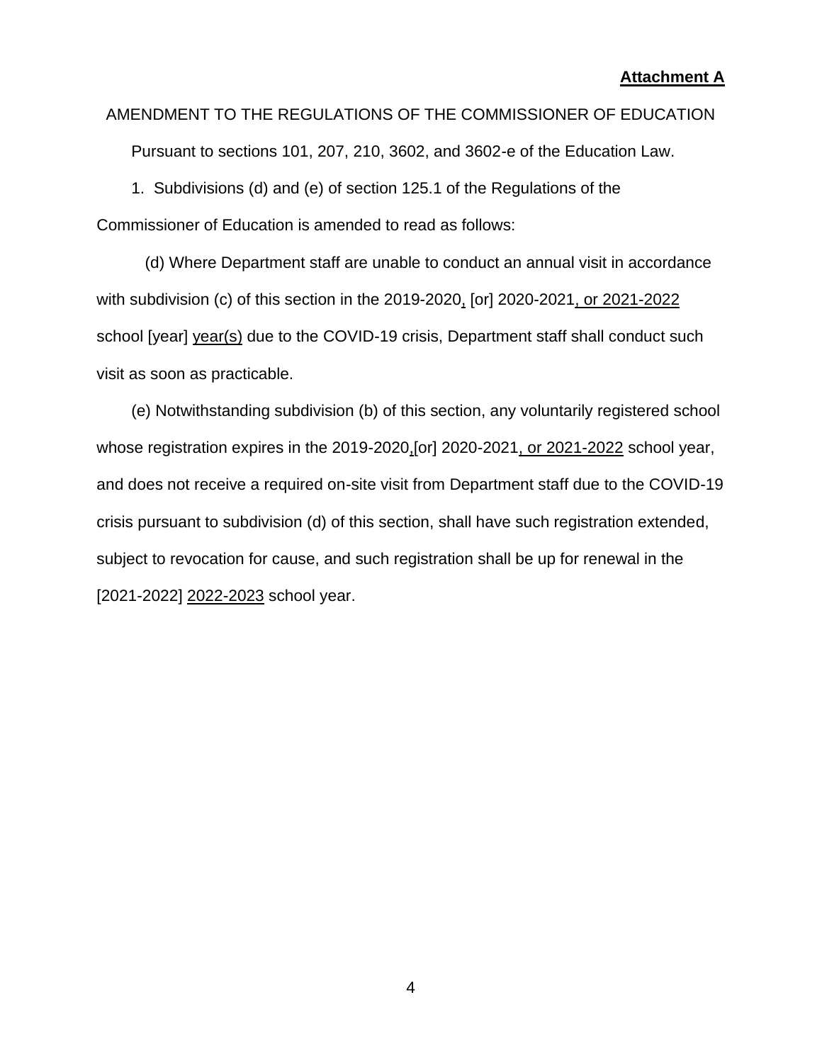**Attachment A**

AMENDMENT TO THE REGULATIONS OF THE COMMISSIONER OF EDUCATION

Pursuant to sections 101, 207, 210, 3602, and 3602-e of the Education Law.

1. Subdivisions (d) and (e) of section 125.1 of the Regulations of the Commissioner of Education is amended to read as follows:

(d) Where Department staff are unable to conduct an annual visit in accordance with subdivision (c) of this section in the 2019-2020, [or] 2020-2021, or 2021-2022 school [year] year(s) due to the COVID-19 crisis, Department staff shall conduct such visit as soon as practicable.

(e) Notwithstanding subdivision (b) of this section, any voluntarily registered school whose registration expires in the 2019-2020,[or] 2020-2021, or 2021-2022 school year, and does not receive a required on-site visit from Department staff due to the COVID-19 crisis pursuant to subdivision (d) of this section, shall have such registration extended, subject to revocation for cause, and such registration shall be up for renewal in the [2021-2022] 2022-2023 school year.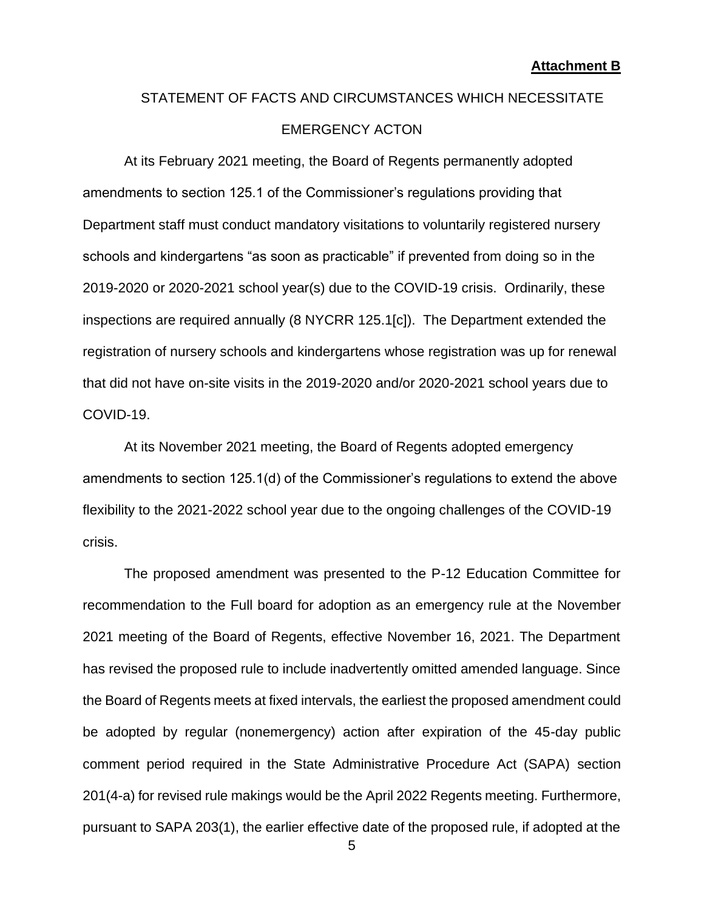**Attachment B**

STATEMENT OF FACTS AND CIRCUMSTANCES WHICH NECESSITATE EMERGENCY ACTON

At its February 2021 meeting, the Board of Regents permanently adopted amendments to section 125.1 of the Commissioner's regulations providing that Department staff must conduct mandatory visitations to voluntarily registered nursery schools and kindergartens "as soon as practicable" if prevented from doing so in the 2019-2020 or 2020-2021 school year(s) due to the COVID-19 crisis. Ordinarily, these inspections are required annually (8 NYCRR 125.1[c]). The Department extended the registration of nursery schools and kindergartens whose registration was up for renewal that did not have on-site visits in the 2019-2020 and/or 2020-2021 school years due to COVID-19.

At its November 2021 meeting, the Board of Regents adopted emergency amendments to section 125.1(d) of the Commissioner's regulations to extend the above flexibility to the 2021-2022 school year due to the ongoing challenges of the COVID-19 crisis.

The proposed amendment was presented to the P-12 Education Committee for recommendation to the Full board for adoption as an emergency rule at the November 2021 meeting of the Board of Regents, effective November 16, 2021. The Department has revised the proposed rule to include inadvertently omitted amended language. Since the Board of Regents meets at fixed intervals, the earliest the proposed amendment could be adopted by regular (nonemergency) action after expiration of the 45-day public comment period required in the State Administrative Procedure Act (SAPA) section 201(4-a) for revised rule makings would be the April 2022 Regents meeting. Furthermore, pursuant to SAPA 203(1), the earlier effective date of the proposed rule, if adopted at the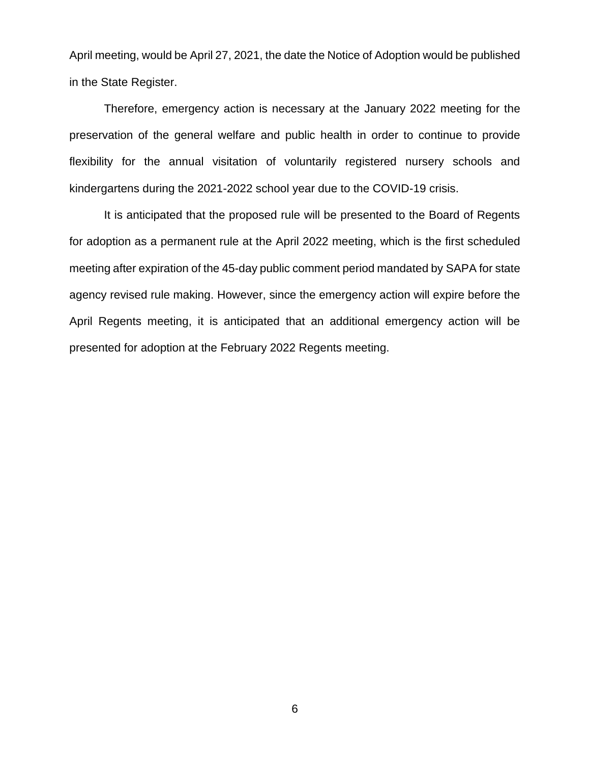April meeting, would be April 27, 2021, the date the Notice of Adoption would be published in the State Register.

Therefore, emergency action is necessary at the January 2022 meeting for the preservation of the general welfare and public health in order to continue to provide flexibility for the annual visitation of voluntarily registered nursery schools and kindergartens during the 2021-2022 school year due to the COVID-19 crisis.

It is anticipated that the proposed rule will be presented to the Board of Regents for adoption as a permanent rule at the April 2022 meeting, which is the first scheduled meeting after expiration of the 45-day public comment period mandated by SAPA for state agency revised rule making. However, since the emergency action will expire before the April Regents meeting, it is anticipated that an additional emergency action will be presented for adoption at the February 2022 Regents meeting.